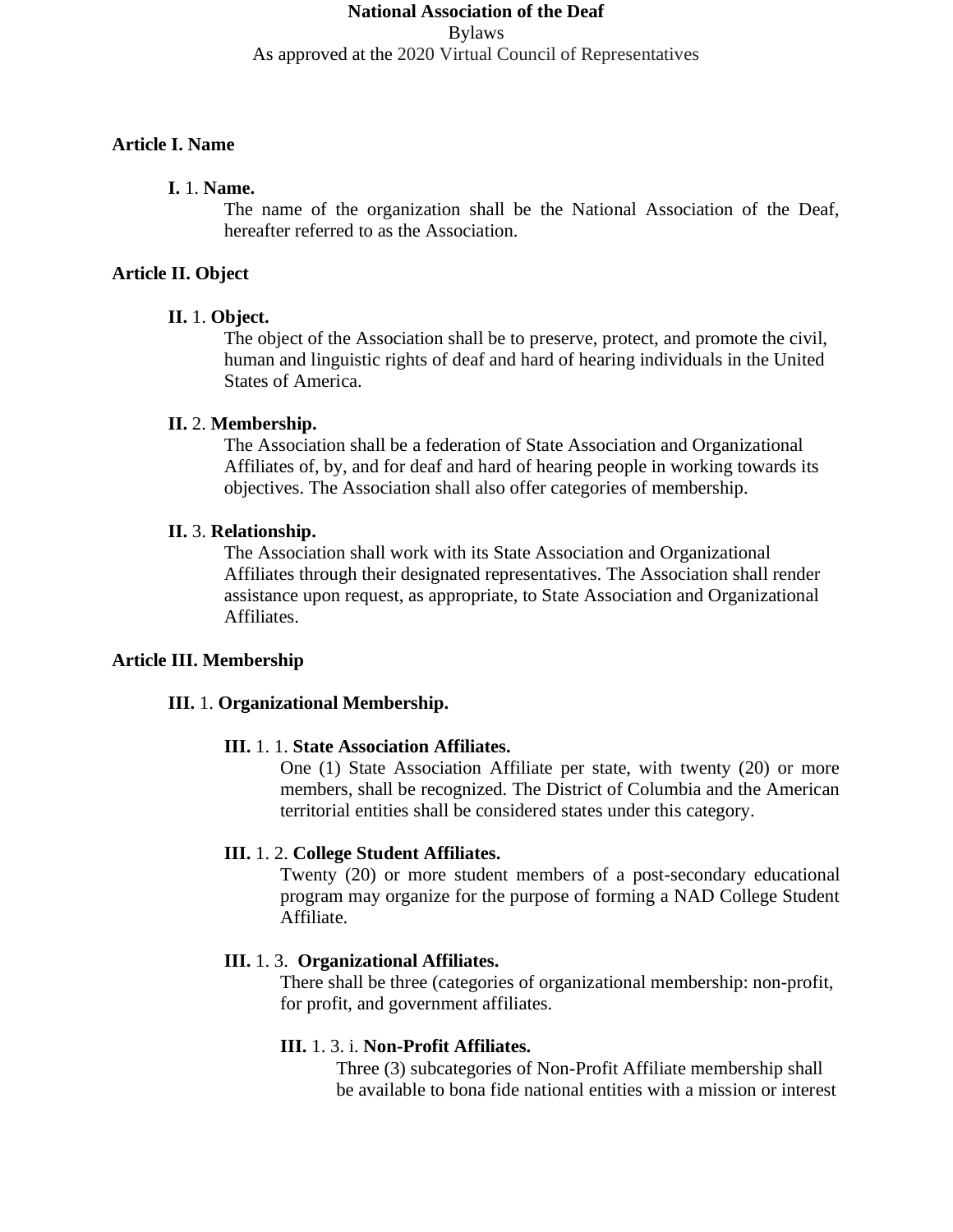**National Association of the Deaf**
Bylaws
As approved at the 2020 Virtual Council of Representatives

## Article I. Name

### I. 1. Name.

The name of the organization shall be the National Association of the Deaf, hereafter referred to as the Association.

## Article II. Object

### II. 1. Object.

The object of the Association shall be to preserve, protect, and promote the civil, human and linguistic rights of deaf and hard of hearing individuals in the United States of America.

### II. 2. Membership.

The Association shall be a federation of State Association and Organizational Affiliates of, by, and for deaf and hard of hearing people in working towards its objectives. The Association shall also offer categories of membership.

### II. 3. Relationship.

The Association shall work with its State Association and Organizational Affiliates through their designated representatives. The Association shall render assistance upon request, as appropriate, to State Association and Organizational Affiliates.

## Article III. Membership

### III. 1. Organizational Membership.

#### III. 1. 1. State Association Affiliates.

One (1) State Association Affiliate per state, with twenty (20) or more members, shall be recognized. The District of Columbia and the American territorial entities shall be considered states under this category.

#### III. 1. 2. College Student Affiliates.

Twenty (20) or more student members of a post-secondary educational program may organize for the purpose of forming a NAD College Student Affiliate.

#### III. 1. 3. Organizational Affiliates.

There shall be three (categories of organizational membership: non-profit, for profit, and government affiliates.

##### III. 1. 3. i. Non-Profit Affiliates.

Three (3) subcategories of Non-Profit Affiliate membership shall be available to bona fide national entities with a mission or interest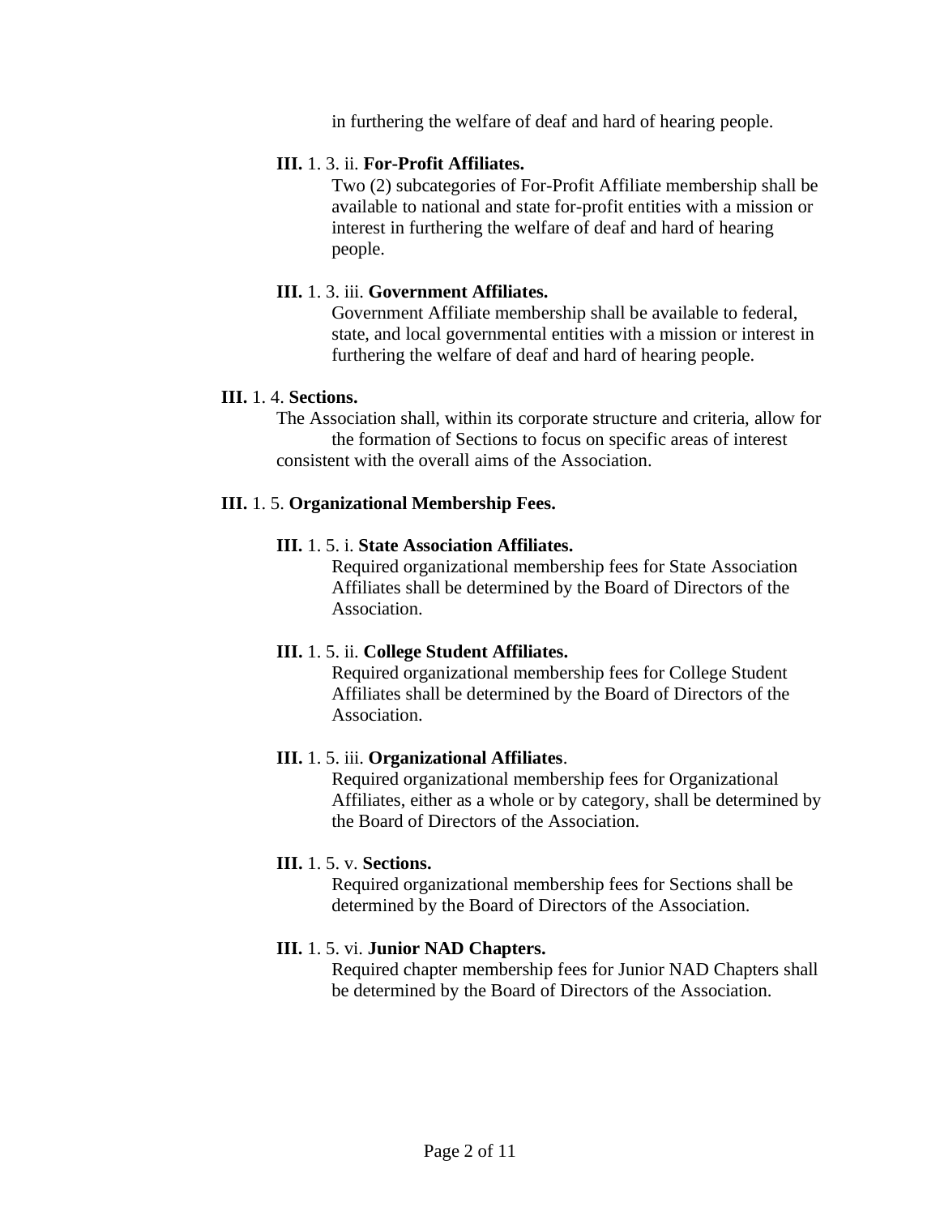in furthering the welfare of deaf and hard of hearing people.

**III.** 1. 3. ii. **For-Profit Affiliates.**

Two (2) subcategories of For-Profit Affiliate membership shall be available to national and state for-profit entities with a mission or interest in furthering the welfare of deaf and hard of hearing people.

**III.** 1. 3. iii. **Government Affiliates.**

Government Affiliate membership shall be available to federal, state, and local governmental entities with a mission or interest in furthering the welfare of deaf and hard of hearing people.

**III.** 1. 4. **Sections.**

The Association shall, within its corporate structure and criteria, allow for the formation of Sections to focus on specific areas of interest consistent with the overall aims of the Association.

**III.** 1. 5. **Organizational Membership Fees.**

**III.** 1. 5. i. **State Association Affiliates.**

Required organizational membership fees for State Association Affiliates shall be determined by the Board of Directors of the Association.

**III.** 1. 5. ii. **College Student Affiliates.**

Required organizational membership fees for College Student Affiliates shall be determined by the Board of Directors of the Association.

**III.** 1. 5. iii. **Organizational Affiliates**.

Required organizational membership fees for Organizational Affiliates, either as a whole or by category, shall be determined by the Board of Directors of the Association.

**III.** 1. 5. v. **Sections.**

Required organizational membership fees for Sections shall be determined by the Board of Directors of the Association.

**III.** 1. 5. vi. **Junior NAD Chapters.**

Required chapter membership fees for Junior NAD Chapters shall be determined by the Board of Directors of the Association.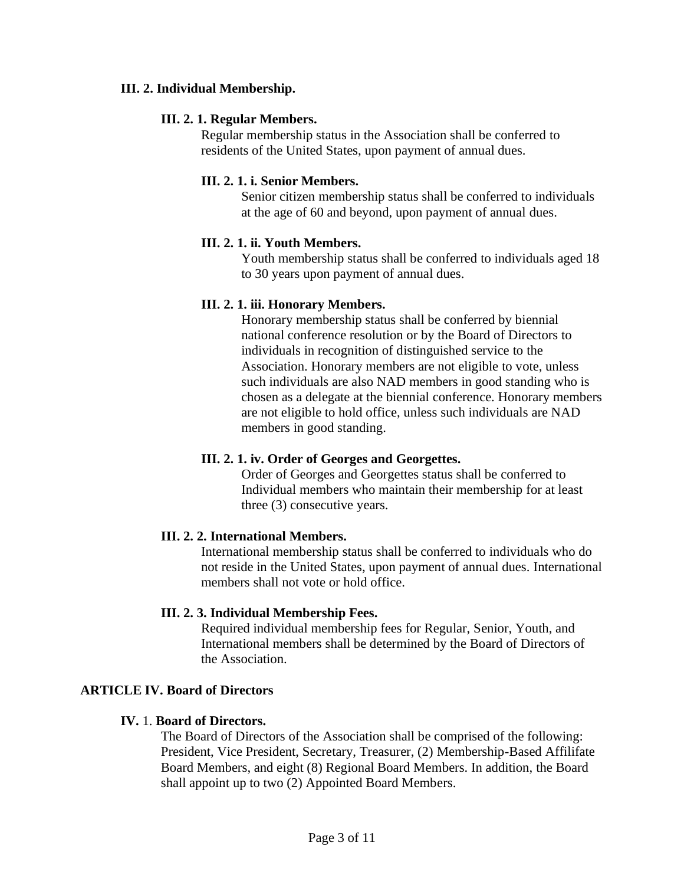**III. 2. Individual Membership.**

**III. 2. 1. Regular Members.**

Regular membership status in the Association shall be conferred to residents of the United States, upon payment of annual dues.

**III. 2. 1. i. Senior Members.**

Senior citizen membership status shall be conferred to individuals at the age of 60 and beyond, upon payment of annual dues.

**III. 2. 1. ii. Youth Members.**

Youth membership status shall be conferred to individuals aged 18 to 30 years upon payment of annual dues.

**III. 2. 1. iii. Honorary Members.**

Honorary membership status shall be conferred by biennial national conference resolution or by the Board of Directors to individuals in recognition of distinguished service to the Association. Honorary members are not eligible to vote, unless such individuals are also NAD members in good standing who is chosen as a delegate at the biennial conference. Honorary members are not eligible to hold office, unless such individuals are NAD members in good standing.

**III. 2. 1. iv. Order of Georges and Georgettes.**

Order of Georges and Georgettes status shall be conferred to Individual members who maintain their membership for at least three (3) consecutive years.

**III. 2. 2. International Members.**

International membership status shall be conferred to individuals who do not reside in the United States, upon payment of annual dues. International members shall not vote or hold office.

**III. 2. 3. Individual Membership Fees.**

Required individual membership fees for Regular, Senior, Youth, and International members shall be determined by the Board of Directors of the Association.

## ARTICLE IV. Board of Directors

**IV.** 1. **Board of Directors.**

The Board of Directors of the Association shall be comprised of the following: President, Vice President, Secretary, Treasurer, (2) Membership-Based Affilifate Board Members, and eight (8) Regional Board Members. In addition, the Board shall appoint up to two (2) Appointed Board Members.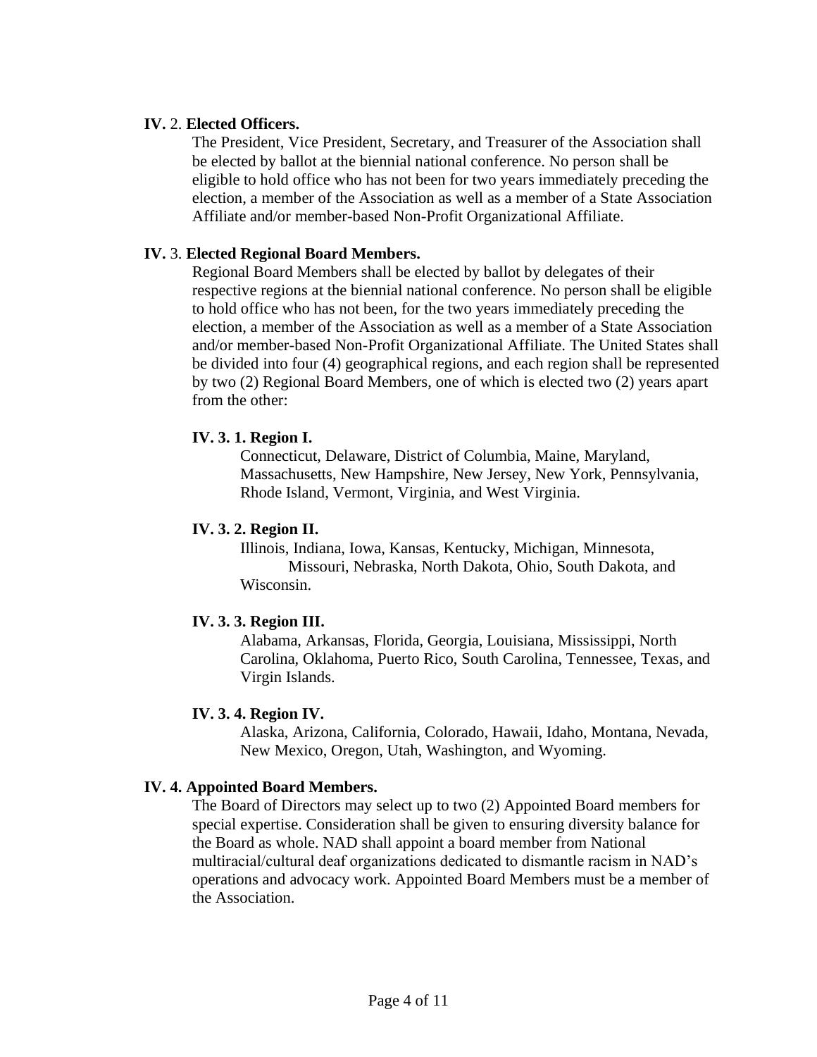**IV.** 2. **Elected Officers.**

The President, Vice President, Secretary, and Treasurer of the Association shall be elected by ballot at the biennial national conference. No person shall be eligible to hold office who has not been for two years immediately preceding the election, a member of the Association as well as a member of a State Association Affiliate and/or member-based Non-Profit Organizational Affiliate.

**IV.** 3. **Elected Regional Board Members.**

Regional Board Members shall be elected by ballot by delegates of their respective regions at the biennial national conference. No person shall be eligible to hold office who has not been, for the two years immediately preceding the election, a member of the Association as well as a member of a State Association and/or member-based Non-Profit Organizational Affiliate. The United States shall be divided into four (4) geographical regions, and each region shall be represented by two (2) Regional Board Members, one of which is elected two (2) years apart from the other:

**IV. 3. 1. Region I.**

Connecticut, Delaware, District of Columbia, Maine, Maryland, Massachusetts, New Hampshire, New Jersey, New York, Pennsylvania, Rhode Island, Vermont, Virginia, and West Virginia.

**IV. 3. 2. Region II.**

Illinois, Indiana, Iowa, Kansas, Kentucky, Michigan, Minnesota, Missouri, Nebraska, North Dakota, Ohio, South Dakota, and Wisconsin.

**IV. 3. 3. Region III.**

Alabama, Arkansas, Florida, Georgia, Louisiana, Mississippi, North Carolina, Oklahoma, Puerto Rico, South Carolina, Tennessee, Texas, and Virgin Islands.

**IV. 3. 4. Region IV.**

Alaska, Arizona, California, Colorado, Hawaii, Idaho, Montana, Nevada, New Mexico, Oregon, Utah, Washington, and Wyoming.

**IV. 4. Appointed Board Members.**

The Board of Directors may select up to two (2) Appointed Board members for special expertise. Consideration shall be given to ensuring diversity balance for the Board as whole. NAD shall appoint a board member from National multiracial/cultural deaf organizations dedicated to dismantle racism in NAD's operations and advocacy work. Appointed Board Members must be a member of the Association.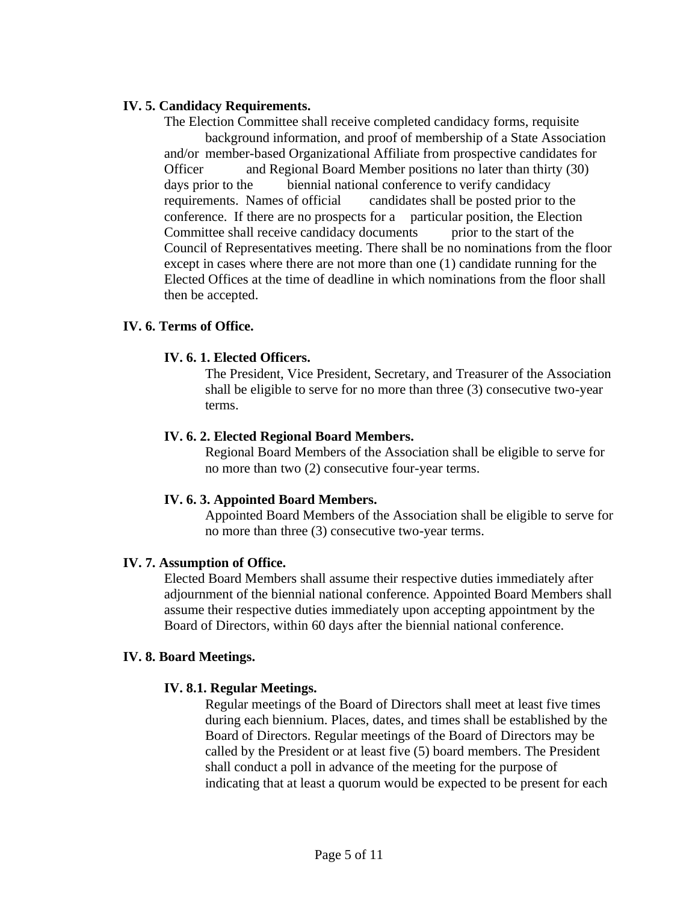**IV. 5. Candidacy Requirements.**

The Election Committee shall receive completed candidacy forms, requisite background information, and proof of membership of a State Association and/or member-based Organizational Affiliate from prospective candidates for Officer and Regional Board Member positions no later than thirty (30) days prior to the biennial national conference to verify candidacy requirements. Names of official candidates shall be posted prior to the conference. If there are no prospects for a particular position, the Election Committee shall receive candidacy documents prior to the start of the Council of Representatives meeting. There shall be no nominations from the floor except in cases where there are not more than one (1) candidate running for the Elected Offices at the time of deadline in which nominations from the floor shall then be accepted.

**IV. 6. Terms of Office.**

**IV. 6. 1. Elected Officers.**

The President, Vice President, Secretary, and Treasurer of the Association shall be eligible to serve for no more than three (3) consecutive two-year terms.

**IV. 6. 2. Elected Regional Board Members.**

Regional Board Members of the Association shall be eligible to serve for no more than two (2) consecutive four-year terms.

**IV. 6. 3. Appointed Board Members.**

Appointed Board Members of the Association shall be eligible to serve for no more than three (3) consecutive two-year terms.

**IV. 7. Assumption of Office.**

Elected Board Members shall assume their respective duties immediately after adjournment of the biennial national conference. Appointed Board Members shall assume their respective duties immediately upon accepting appointment by the Board of Directors, within 60 days after the biennial national conference.

**IV. 8. Board Meetings.**

**IV. 8.1. Regular Meetings.**

Regular meetings of the Board of Directors shall meet at least five times during each biennium. Places, dates, and times shall be established by the Board of Directors. Regular meetings of the Board of Directors may be called by the President or at least five (5) board members. The President shall conduct a poll in advance of the meeting for the purpose of indicating that at least a quorum would be expected to be present for each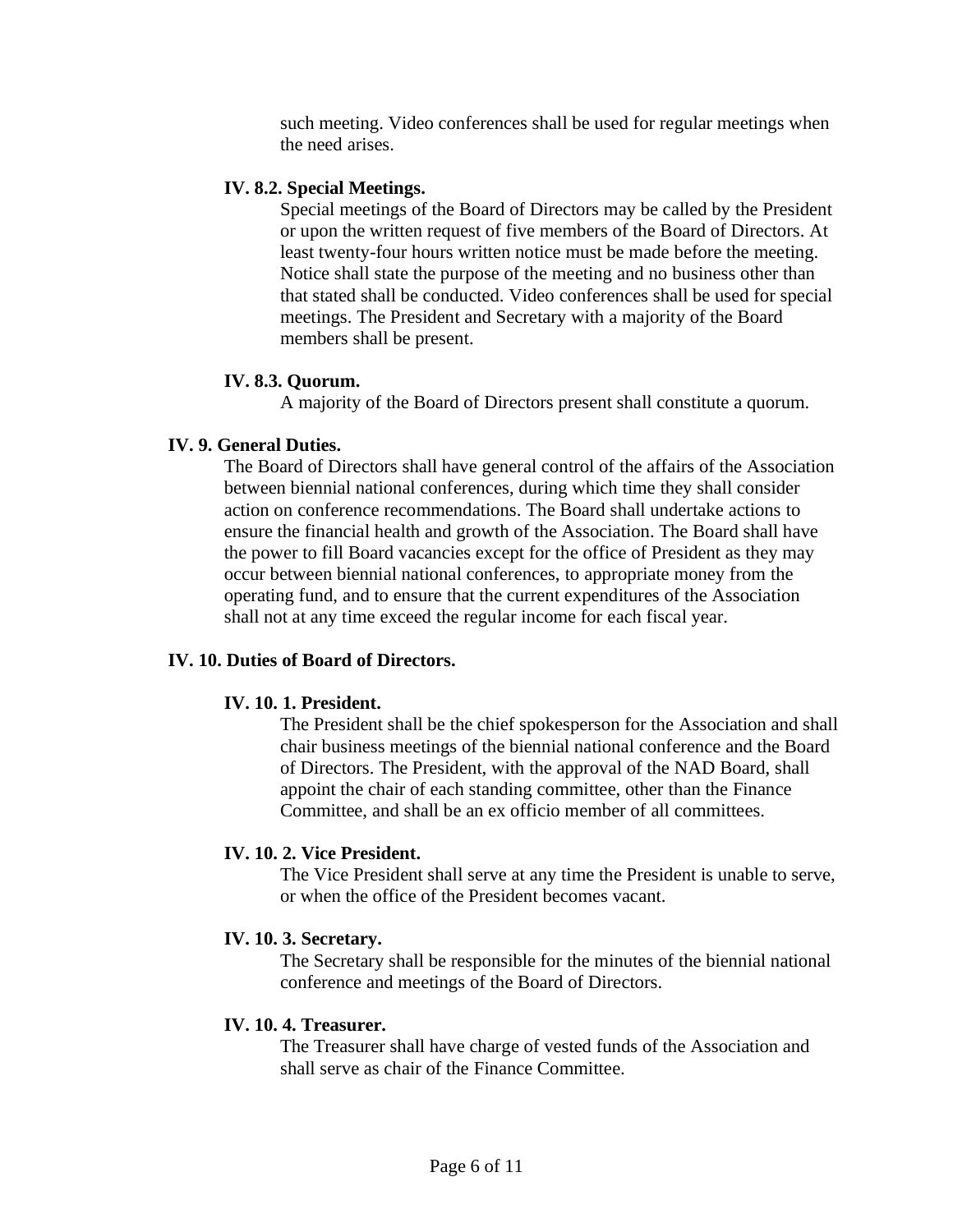such meeting. Video conferences shall be used for regular meetings when the need arises.

**IV. 8.2. Special Meetings.**

Special meetings of the Board of Directors may be called by the President or upon the written request of five members of the Board of Directors. At least twenty-four hours written notice must be made before the meeting. Notice shall state the purpose of the meeting and no business other than that stated shall be conducted. Video conferences shall be used for special meetings. The President and Secretary with a majority of the Board members shall be present.

**IV. 8.3. Quorum.**

A majority of the Board of Directors present shall constitute a quorum.

**IV. 9. General Duties.**

The Board of Directors shall have general control of the affairs of the Association between biennial national conferences, during which time they shall consider action on conference recommendations. The Board shall undertake actions to ensure the financial health and growth of the Association. The Board shall have the power to fill Board vacancies except for the office of President as they may occur between biennial national conferences, to appropriate money from the operating fund, and to ensure that the current expenditures of the Association shall not at any time exceed the regular income for each fiscal year.

**IV. 10. Duties of Board of Directors.**

**IV. 10. 1. President.**

The President shall be the chief spokesperson for the Association and shall chair business meetings of the biennial national conference and the Board of Directors. The President, with the approval of the NAD Board, shall appoint the chair of each standing committee, other than the Finance Committee, and shall be an ex officio member of all committees.

**IV. 10. 2. Vice President.**

The Vice President shall serve at any time the President is unable to serve, or when the office of the President becomes vacant.

**IV. 10. 3. Secretary.**

The Secretary shall be responsible for the minutes of the biennial national conference and meetings of the Board of Directors.

**IV. 10. 4. Treasurer.**

The Treasurer shall have charge of vested funds of the Association and shall serve as chair of the Finance Committee.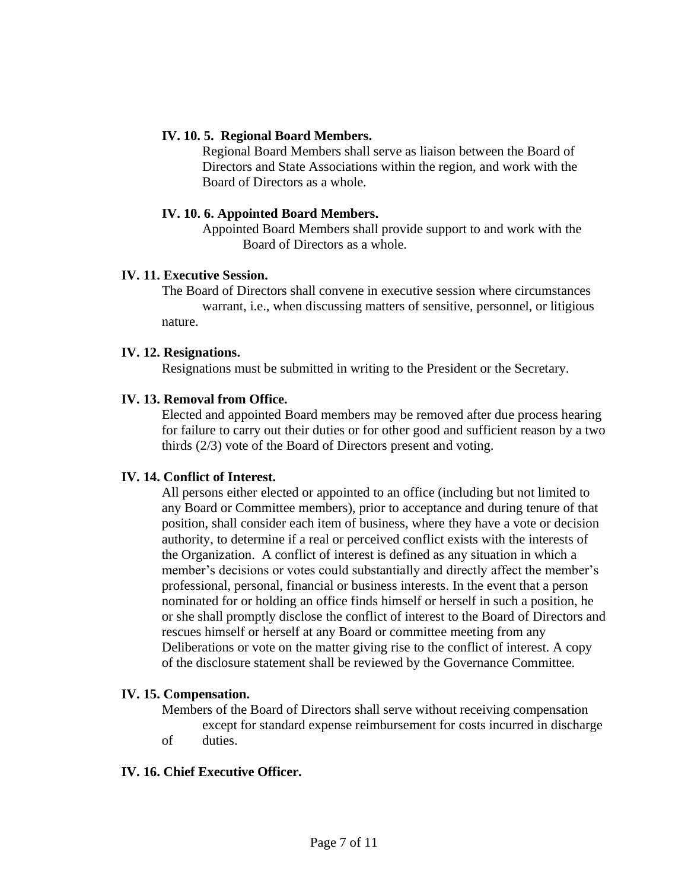**IV. 10. 5. Regional Board Members.**

Regional Board Members shall serve as liaison between the Board of Directors and State Associations within the region, and work with the Board of Directors as a whole.

**IV. 10. 6. Appointed Board Members.**

Appointed Board Members shall provide support to and work with the Board of Directors as a whole.

**IV. 11. Executive Session.**

The Board of Directors shall convene in executive session where circumstances warrant, i.e., when discussing matters of sensitive, personnel, or litigious nature.

**IV. 12. Resignations.**

Resignations must be submitted in writing to the President or the Secretary.

**IV. 13. Removal from Office.**

Elected and appointed Board members may be removed after due process hearing for failure to carry out their duties or for other good and sufficient reason by a two thirds (2/3) vote of the Board of Directors present and voting.

**IV. 14. Conflict of Interest.**

All persons either elected or appointed to an office (including but not limited to any Board or Committee members), prior to acceptance and during tenure of that position, shall consider each item of business, where they have a vote or decision authority, to determine if a real or perceived conflict exists with the interests of the Organization. A conflict of interest is defined as any situation in which a member's decisions or votes could substantially and directly affect the member's professional, personal, financial or business interests. In the event that a person nominated for or holding an office finds himself or herself in such a position, he or she shall promptly disclose the conflict of interest to the Board of Directors and rescues himself or herself at any Board or committee meeting from any Deliberations or vote on the matter giving rise to the conflict of interest. A copy of the disclosure statement shall be reviewed by the Governance Committee.

**IV. 15. Compensation.**

Members of the Board of Directors shall serve without receiving compensation except for standard expense reimbursement for costs incurred in discharge of duties.

**IV. 16. Chief Executive Officer.**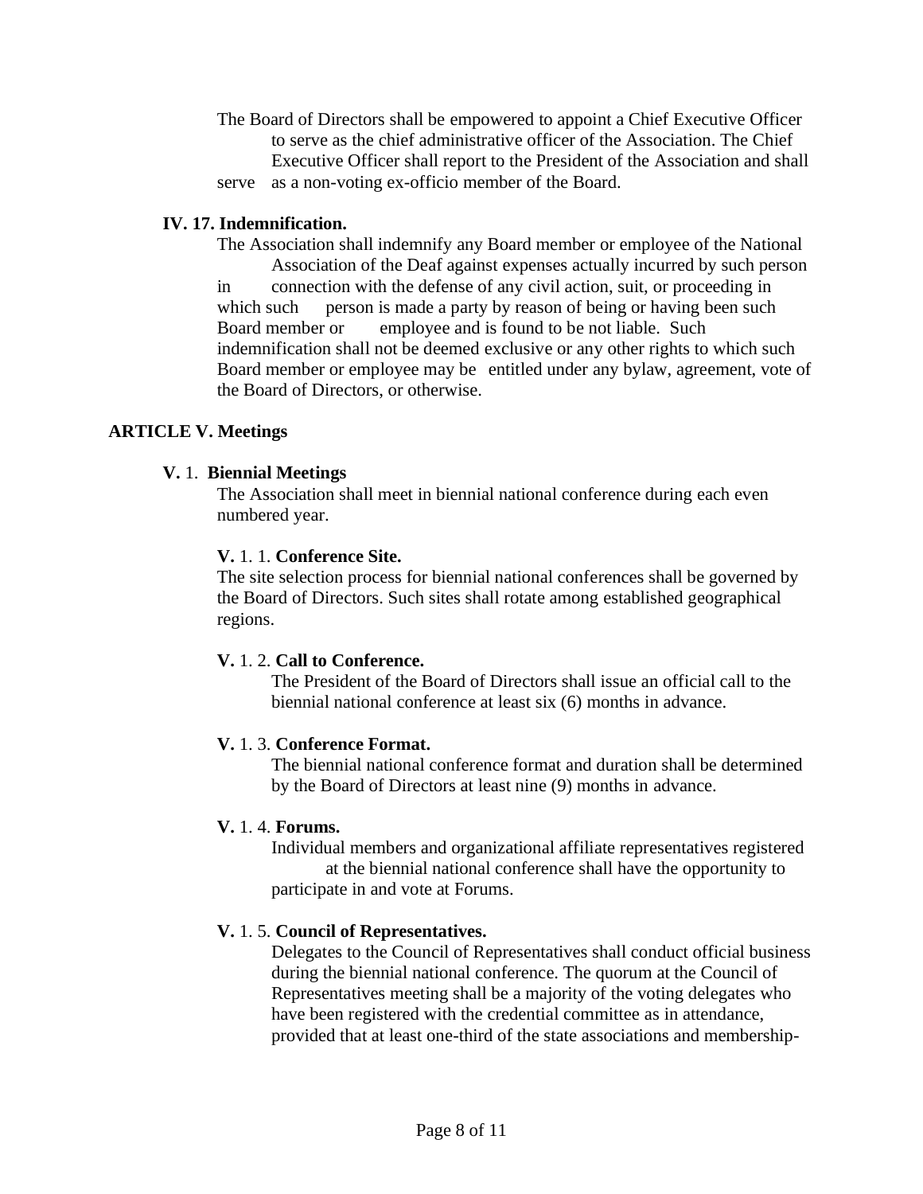The Board of Directors shall be empowered to appoint a Chief Executive Officer to serve as the chief administrative officer of the Association. The Chief Executive Officer shall report to the President of the Association and shall serve as a non-voting ex-officio member of the Board.

### IV. 17. Indemnification.

The Association shall indemnify any Board member or employee of the National Association of the Deaf against expenses actually incurred by such person in connection with the defense of any civil action, suit, or proceeding in which such person is made a party by reason of being or having been such Board member or employee and is found to be not liable. Such indemnification shall not be deemed exclusive or any other rights to which such Board member or employee may be entitled under any bylaw, agreement, vote of the Board of Directors, or otherwise.

## ARTICLE V. Meetings

### V. 1. Biennial Meetings

The Association shall meet in biennial national conference during each even numbered year.

#### V. 1. 1. Conference Site.

The site selection process for biennial national conferences shall be governed by the Board of Directors. Such sites shall rotate among established geographical regions.

#### V. 1. 2. Call to Conference.

The President of the Board of Directors shall issue an official call to the biennial national conference at least six (6) months in advance.

#### V. 1. 3. Conference Format.

The biennial national conference format and duration shall be determined by the Board of Directors at least nine (9) months in advance.

#### V. 1. 4. Forums.

Individual members and organizational affiliate representatives registered at the biennial national conference shall have the opportunity to participate in and vote at Forums.

#### V. 1. 5. Council of Representatives.

Delegates to the Council of Representatives shall conduct official business during the biennial national conference. The quorum at the Council of Representatives meeting shall be a majority of the voting delegates who have been registered with the credential committee as in attendance, provided that at least one-third of the state associations and membership-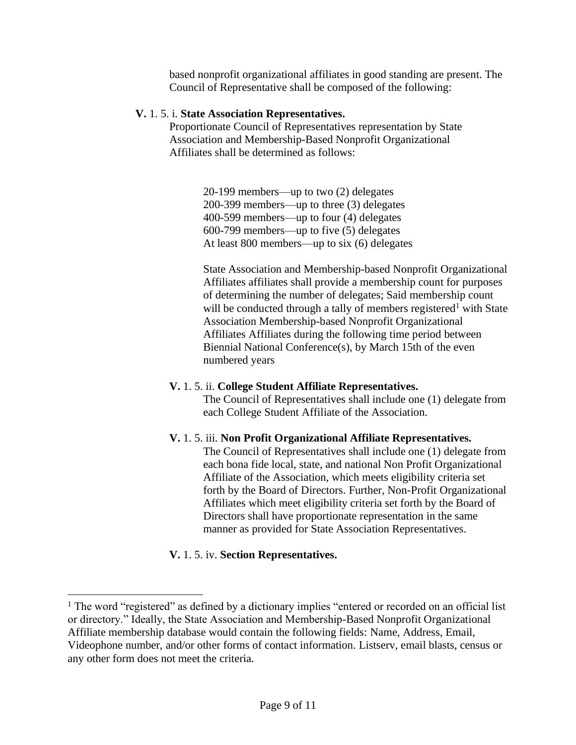based nonprofit organizational affiliates in good standing are present. The Council of Representative shall be composed of the following:

**V.** 1. 5. i. **State Association Representatives.**

Proportionate Council of Representatives representation by State Association and Membership-Based Nonprofit Organizational Affiliates shall be determined as follows:

20-199 members—up to two (2) delegates
200-399 members—up to three (3) delegates
400-599 members—up to four (4) delegates
600-799 members—up to five (5) delegates
At least 800 members—up to six (6) delegates

State Association and Membership-based Nonprofit Organizational Affiliates affiliates shall provide a membership count for purposes of determining the number of delegates; Said membership count will be conducted through a tally of members registered[1] with State Association Membership-based Nonprofit Organizational Affiliates Affiliates during the following time period between Biennial National Conference(s), by March 15th of the even numbered years

**V.** 1. 5. ii. **College Student Affiliate Representatives.**

The Council of Representatives shall include one (1) delegate from each College Student Affiliate of the Association.

**V.** 1. 5. iii. **Non Profit Organizational Affiliate Representatives.**

The Council of Representatives shall include one (1) delegate from each bona fide local, state, and national Non Profit Organizational Affiliate of the Association, which meets eligibility criteria set forth by the Board of Directors. Further, Non-Profit Organizational Affiliates which meet eligibility criteria set forth the Board of Directors shall have proportionate representation in the same manner as provided for State Association Representatives.

**V.** 1. 5. iv. **Section Representatives.**

[1] The word "registered" as defined by a dictionary implies "entered or recorded on an official list or directory." Ideally, the State Association and Membership-Based Nonprofit Organizational Affiliate membership database would contain the following fields: Name, Address, Email, Videophone number, and/or other forms of contact information. Listserv, email blasts, census or any other form does not meet the criteria.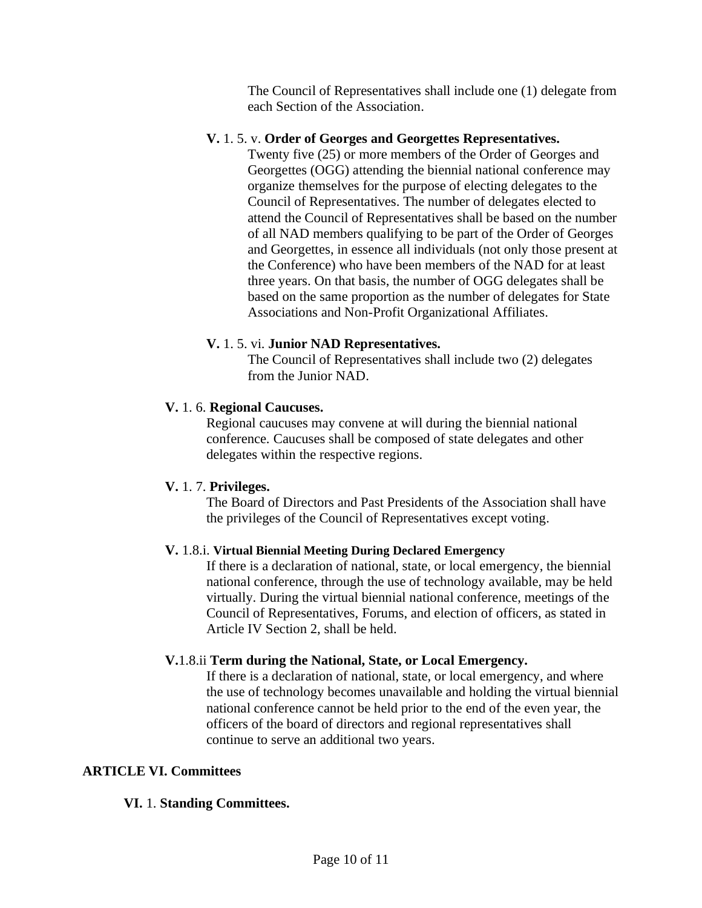The Council of Representatives shall include one (1) delegate from each Section of the Association.

**V.** 1. 5. v. **Order of Georges and Georgettes Representatives.**

Twenty five (25) or more members of the Order of Georges and Georgettes (OGG) attending the biennial national conference may organize themselves for the purpose of electing delegates to the Council of Representatives. The number of delegates elected to attend the Council of Representatives shall be based on the number of all NAD members qualifying to be part of the Order of Georges and Georgettes, in essence all individuals (not only those present at the Conference) who have been members of the NAD for at least three years. On that basis, the number of OGG delegates shall be based on the same proportion as the number of delegates for State Associations and Non-Profit Organizational Affiliates.

**V.** 1. 5. vi. **Junior NAD Representatives.**

The Council of Representatives shall include two (2) delegates from the Junior NAD.

**V.** 1. 6. **Regional Caucuses.**

Regional caucuses may convene at will during the biennial national conference. Caucuses shall be composed of state delegates and other delegates within the respective regions.

**V.** 1. 7. **Privileges.**

The Board of Directors and Past Presidents of the Association shall have the privileges of the Council of Representatives except voting.

**V.** 1.8.i. **Virtual Biennial Meeting During Declared Emergency**

If there is a declaration of national, state, or local emergency, the biennial national conference, through the use of technology available, may be held virtually. During the virtual biennial national conference, meetings of the Council of Representatives, Forums, and election of officers, as stated in Article IV Section 2, shall be held.

**V.**1.8.ii **Term during the National, State, or Local Emergency.**

If there is a declaration of national, state, or local emergency, and where the use of technology becomes unavailable and holding the virtual biennial national conference cannot be held prior to the end of the even year, the officers of the board of directors and regional representatives shall continue to serve an additional two years.

## ARTICLE VI. Committees

**VI.** 1. **Standing Committees.**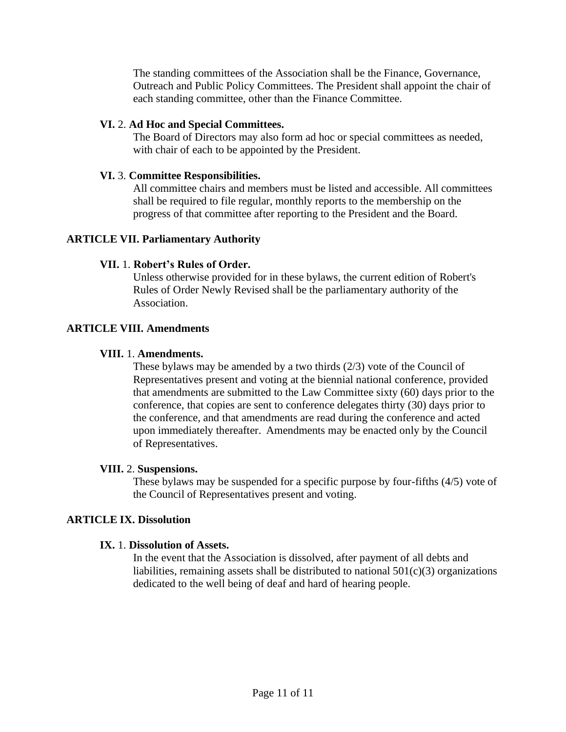The standing committees of the Association shall be the Finance, Governance, Outreach and Public Policy Committees. The President shall appoint the chair of each standing committee, other than the Finance Committee.

**VI.** 2. **Ad Hoc and Special Committees.**

The Board of Directors may also form ad hoc or special committees as needed, with chair of each to be appointed by the President.

**VI.** 3. **Committee Responsibilities.**

All committee chairs and members must be listed and accessible. All committees shall be required to file regular, monthly reports to the membership on the progress of that committee after reporting to the President and the Board.

## ARTICLE VII. Parliamentary Authority

**VII.** 1. **Robert's Rules of Order.**

Unless otherwise provided for in these bylaws, the current edition of Robert's Rules of Order Newly Revised shall be the parliamentary authority of the Association.

## ARTICLE VIII. Amendments

**VIII.** 1. **Amendments.**

These bylaws may be amended by a two thirds (2/3) vote of the Council of Representatives present and voting at the biennial national conference, provided that amendments are submitted to the Law Committee sixty (60) days prior to the conference, that copies are sent to conference delegates thirty (30) days prior to the conference, and that amendments are read during the conference and acted upon immediately thereafter. Amendments may be enacted only by the Council of Representatives.

**VIII.** 2. **Suspensions.**

These bylaws may be suspended for a specific purpose by four-fifths (4/5) vote of the Council of Representatives present and voting.

## ARTICLE IX. Dissolution

**IX.** 1. **Dissolution of Assets.**

In the event that the Association is dissolved, after payment of all debts and liabilities, remaining assets shall be distributed to national 501(c)(3) organizations dedicated to the well being of deaf and hard of hearing people.